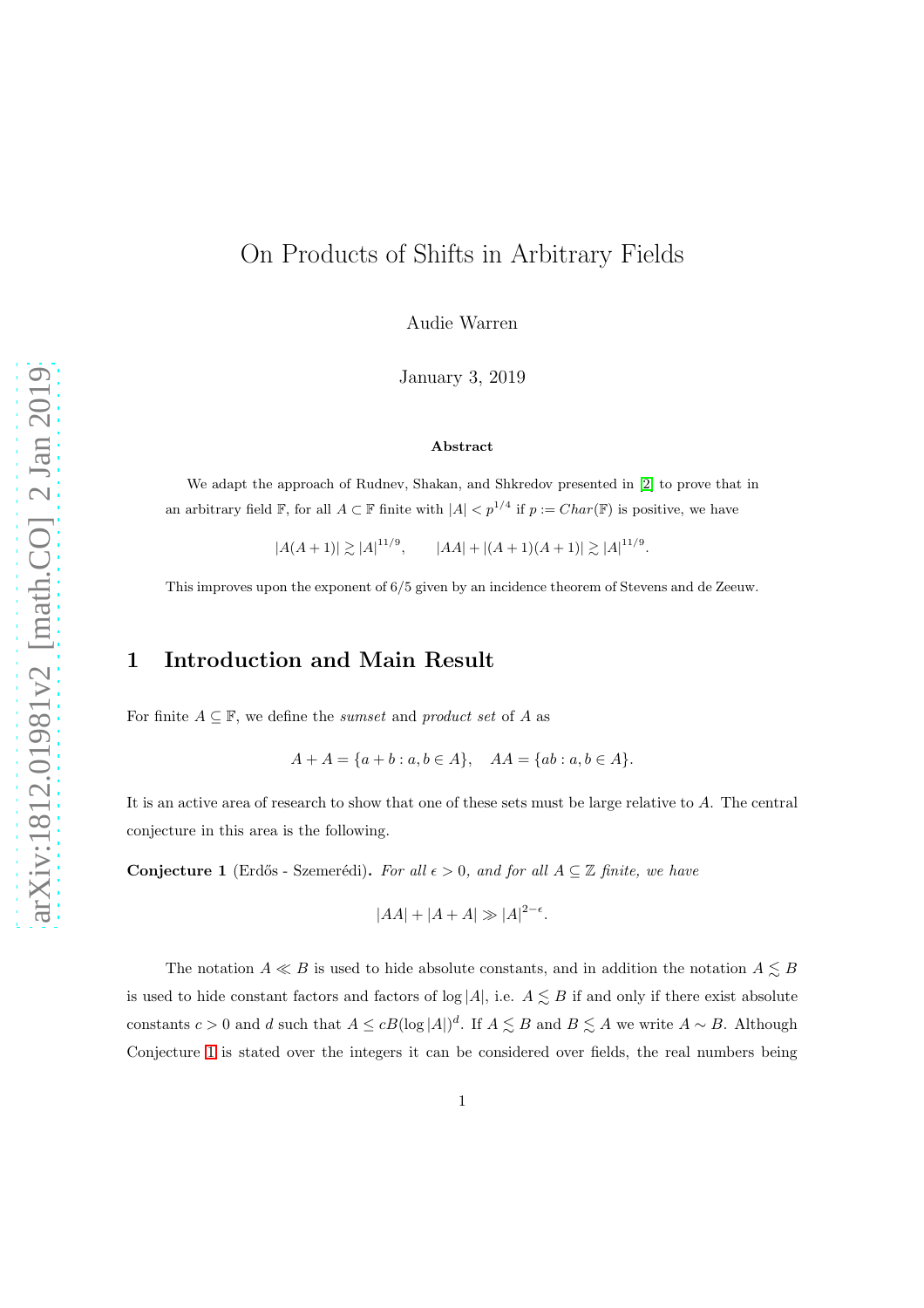# On Products of Shifts in Arbitrary Fields

Audie Warren

January 3, 2019

**Abstract**

We adapt the approach of Rudnev, Shakan, and Shkredov presented in [2] to prove that in an arbitrary field $\mathbb{F}$, for all $A \subset \mathbb{F}$ finite with $|A| < p^{1/4}$ if $p := Char(\mathbb{F})$ is positive, we have

$$|A(A+1)| \gtrsim |A|^{11/9}, \qquad |AA| + |(A+1)(A+1)| \gtrsim |A|^{11/9}.$$

This improves upon the exponent of $6/5$ given by an incidence theorem of Stevens and de Zeeuw.

## 1 Introduction and Main Result

For finite $A \subseteq \mathbb{F}$, we define the *sumset* and *product set* of $A$ as

$$A + A = \{a + b : a, b \in A\}, \quad AA = \{ab : a, b \in A\}.$$

It is an active area of research to show that one of these sets must be large relative to $A$. The central conjecture in this area is the following.

**Conjecture 1** (Erdős - Szemerédi). *For all $\epsilon > 0$, and for all $A \subseteq \mathbb{Z}$ finite, we have*

$$|AA| + |A + A| \gg |A|^{2-\epsilon}.$$

The notation $A \ll B$ is used to hide absolute constants, and in addition the notation $A \lesssim B$ is used to hide constant factors and factors of $\log |A|$, i.e. $A \lesssim B$ if and only if there exist absolute constants $c > 0$ and $d$ such that $A \leq cB(\log |A|)^d$. If $A \lesssim B$ and $B \lesssim A$ we write $A \sim B$. Although Conjecture 1 is stated over the integers it can be considered over fields, the real numbers being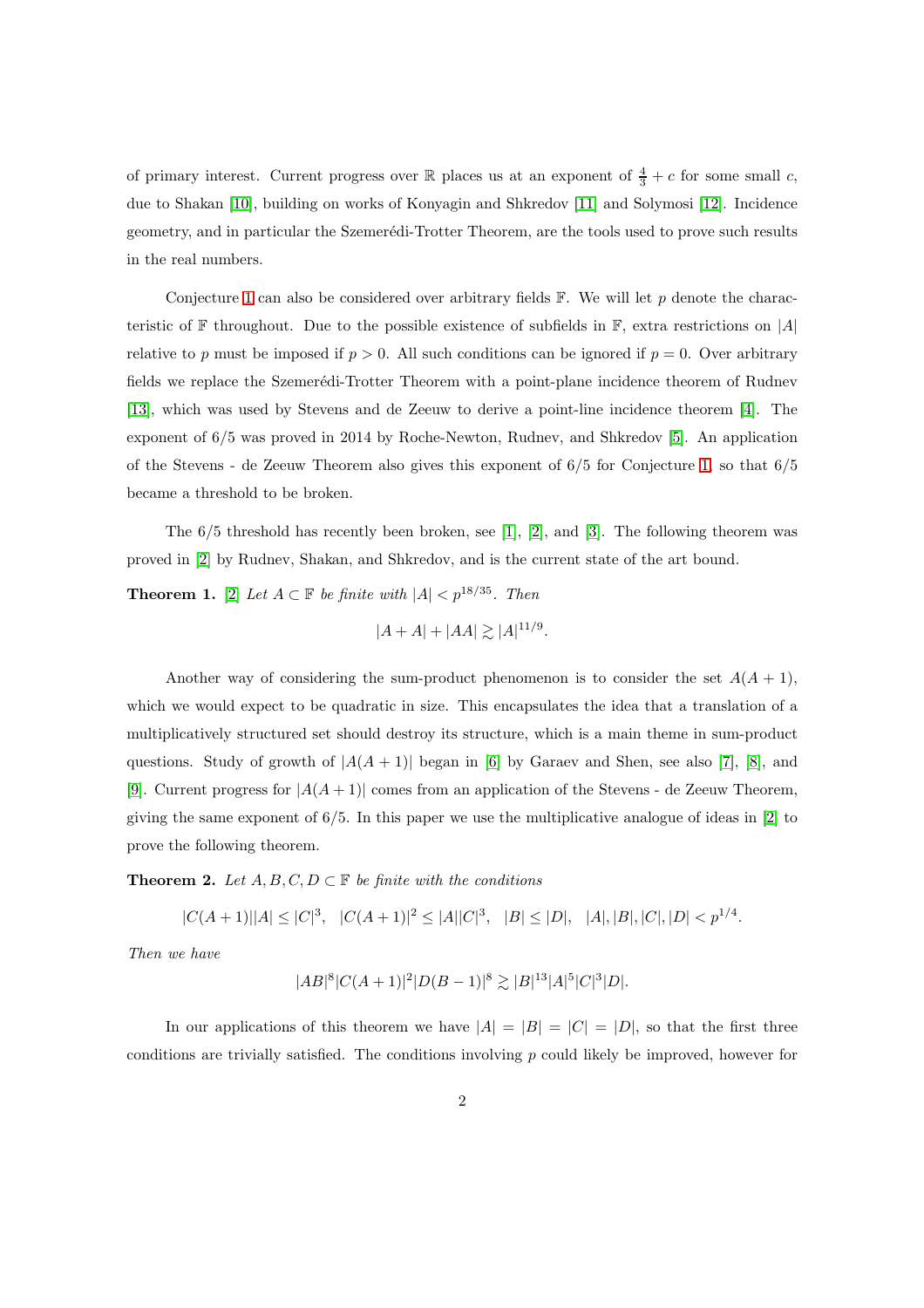of primary interest. Current progress over $\mathbb{R}$ places us at an exponent of $\frac{4}{3} + c$ for some small $c$, due to Shakan [10], building on works of Konyagin and Shkredov [11] and Solymosi [12]. Incidence geometry, and in particular the Szemerédi-Trotter Theorem, are the tools used to prove such results in the real numbers.

Conjecture 1 can also be considered over arbitrary fields $\mathbb{F}$. We will let $p$ denote the characteristic of $\mathbb{F}$ throughout. Due to the possible existence of subfields in $\mathbb{F}$, extra restrictions on $|A|$ relative to $p$ must be imposed if $p > 0$. All such conditions can be ignored if $p = 0$. Over arbitrary fields we replace the Szemerédi-Trotter Theorem with a point-plane incidence theorem of Rudnev [13], which was used by Stevens and de Zeeuw to derive a point-line incidence theorem [4]. The exponent of $6/5$ was proved in 2014 by Roche-Newton, Rudnev, and Shkredov [5]. An application of the Stevens - de Zeeuw Theorem also gives this exponent of $6/5$ for Conjecture 1, so that $6/5$ became a threshold to be broken.

The $6/5$ threshold has recently been broken, see [1], [2], and [3]. The following theorem was proved in [2] by Rudnev, Shakan, and Shkredov, and is the current state of the art bound.

**Theorem 1.** [2] *Let $A \subset \mathbb{F}$ be finite with $|A| < p^{18/35}$. Then*

$$|A + A| + |AA| \gtrsim |A|^{11/9}.$$

Another way of considering the sum-product phenomenon is to consider the set $A(A+1)$, which we would expect to be quadratic in size. This encapsulates the idea that a translation of a multiplicatively structured set should destroy its structure, which is a main theme in sum-product questions. Study of growth of $|A(A+1)|$ began in [6] by Garaev and Shen, see also [7], [8], and [9]. Current progress for $|A(A+1)|$ comes from an application of the Stevens - de Zeeuw Theorem, giving the same exponent of $6/5$. In this paper we use the multiplicative analogue of ideas in [2] to prove the following theorem.

**Theorem 2.** *Let $A, B, C, D \subset \mathbb{F}$ be finite with the conditions*

$$|C(A+1)||A| \leq |C|^3, \quad |C(A+1)|^2 \leq |A||C|^3, \quad |B| \leq |D|, \quad |A|, |B|, |C|, |D| < p^{1/4}.$$

*Then we have*

$$|AB|^8 |C(A+1)|^2 |D(B-1)|^8 \gtrsim |B|^{13} |A|^5 |C|^3 |D|.$$

In our applications of this theorem we have $|A| = |B| = |C| = |D|$, so that the first three conditions are trivially satisfied. The conditions involving $p$ could likely be improved, however for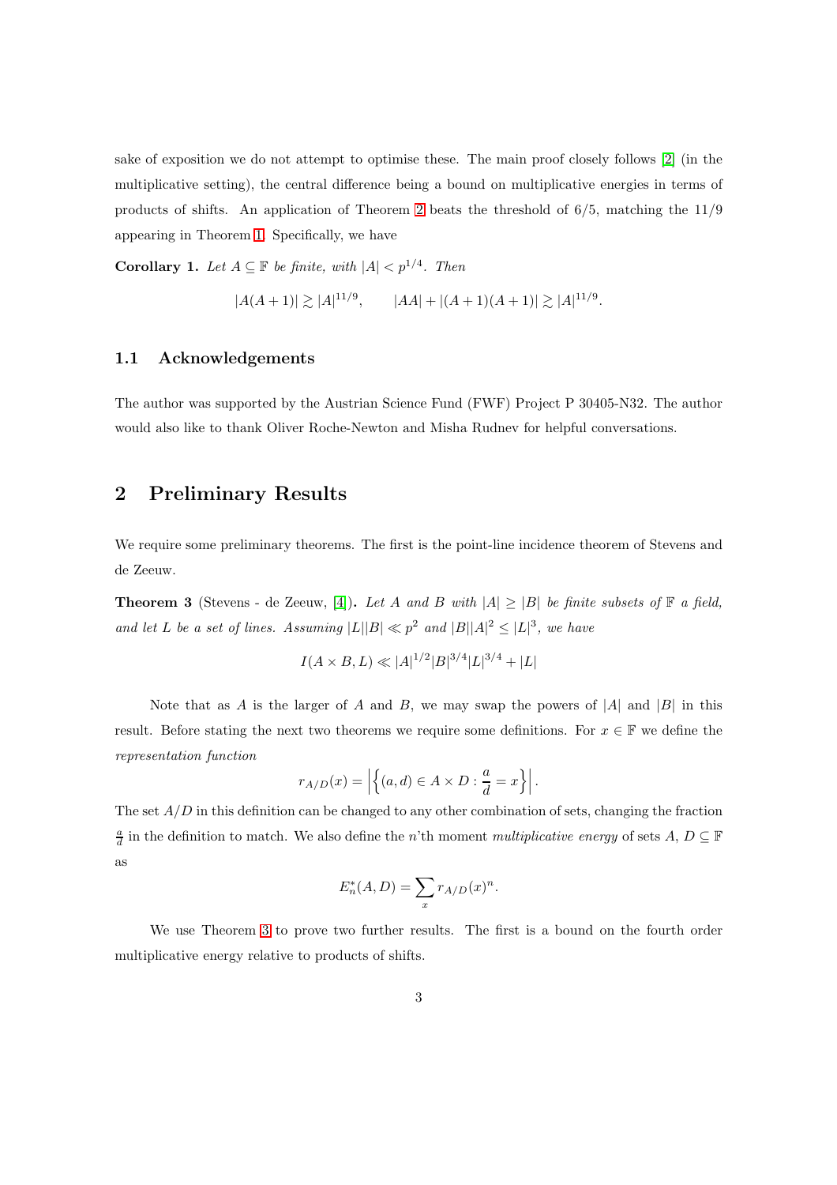sake of exposition we do not attempt to optimise these. The main proof closely follows [2] (in the multiplicative setting), the central difference being a bound on multiplicative energies in terms of products of shifts. An application of Theorem 2 beats the threshold of 6/5, matching the 11/9 appearing in Theorem 1. Specifically, we have

**Corollary 1.** *Let $A \subseteq \mathbb{F}$ be finite, with $|A| < p^{1/4}$. Then*

$$|A(A+1)| \gtrsim |A|^{11/9}, \qquad |AA| + |(A+1)(A+1)| \gtrsim |A|^{11/9}.$$

### 1.1 Acknowledgements

The author was supported by the Austrian Science Fund (FWF) Project P 30405-N32. The author would also like to thank Oliver Roche-Newton and Misha Rudnev for helpful conversations.

## 2 Preliminary Results

We require some preliminary theorems. The first is the point-line incidence theorem of Stevens and de Zeeuw.

**Theorem 3** (Stevens - de Zeeuw, [4])**.** *Let $A$ and $B$ with $|A| \geq |B|$ be finite subsets of $\mathbb{F}$ a field, and let $L$ be a set of lines. Assuming $|L||B| \ll p^2$ and $|B||A|^2 \leq |L|^3$, we have*

$$I(A \times B, L) \ll |A|^{1/2}|B|^{3/4}|L|^{3/4} + |L|$$

Note that as $A$ is the larger of $A$ and $B$, we may swap the powers of $|A|$ and $|B|$ in this result. Before stating the next two theorems we require some definitions. For $x \in \mathbb{F}$ we define the *representation function*

$$r_{A/D}(x) = \left|\left\{(a,d) \in A \times D : \frac{a}{d} = x\right\}\right|.$$

The set $A/D$ in this definition can be changed to any other combination of sets, changing the fraction $\frac{a}{d}$ in the definition to match. We also define the $n$'th moment *multiplicative energy* of sets $A$, $D \subseteq \mathbb{F}$ as

$$E_n^*(A,D) = \sum_x r_{A/D}(x)^n.$$

We use Theorem 3 to prove two further results. The first is a bound on the fourth order multiplicative energy relative to products of shifts.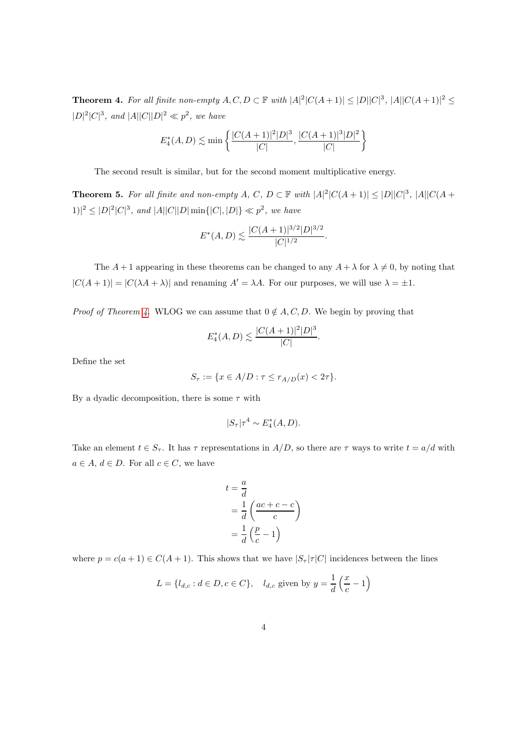**Theorem 4.** *For all finite non-empty $A, C, D \subset \mathbb{F}$ with $|A|^2|C(A+1)| \leq |D||C|^3$, $|A||C(A+1)|^2 \leq |D|^2|C|^3$, and $|A||C||D|^2 \ll p^2$, we have*

$$E_4^*(A, D) \lesssim \min\left\{\frac{|C(A+1)|^2|D|^3}{|C|}, \frac{|C(A+1)|^3|D|^2}{|C|}\right\}$$

The second result is similar, but for the second moment multiplicative energy.

**Theorem 5.** *For all finite and non-empty $A$, $C$, $D \subset \mathbb{F}$ with $|A|^2|C(A+1)| \leq |D||C|^3$, $|A||C(A+1)|^2 \leq |D|^2|C|^3$, and $|A||C||D|\min\{|C|, |D|\} \ll p^2$, we have*

$$E^*(A, D) \lesssim \frac{|C(A+1)|^{3/2}|D|^{3/2}}{|C|^{1/2}}.$$

The $A+1$ appearing in these theorems can be changed to any $A+\lambda$ for $\lambda \neq 0$, by noting that $|C(A+1)| = |C(\lambda A + \lambda)|$ and renaming $A' = \lambda A$. For our purposes, we will use $\lambda = \pm 1$.

*Proof of Theorem 4.* WLOG we can assume that $0 \notin A, C, D$. We begin by proving that

$$E_4^*(A, D) \lesssim \frac{|C(A+1)|^2|D|^3}{|C|}.$$

Define the set

$$S_\tau := \{x \in A/D : \tau \leq r_{A/D}(x) < 2\tau\}.$$

By a dyadic decomposition, there is some $\tau$ with

$$|S_\tau|\tau^4 \sim E_4^*(A, D).$$

Take an element $t \in S_\tau$. It has $\tau$ representations in $A/D$, so there are $\tau$ ways to write $t = a/d$ with $a \in A$, $d \in D$. For all $c \in C$, we have

$$\begin{aligned}
t &= \frac{a}{d} \\
&= \frac{1}{d}\left(\frac{ac + c - c}{c}\right) \\
&= \frac{1}{d}\left(\frac{p}{c} - 1\right)
\end{aligned}$$

where $p = c(a+1) \in C(A+1)$. This shows that we have $|S_\tau|\tau|C|$ incidences between the lines

$$L = \{l_{d,c} : d \in D, c \in C\}, \quad l_{d,c} \text{ given by } y = \frac{1}{d}\left(\frac{x}{c} - 1\right)$$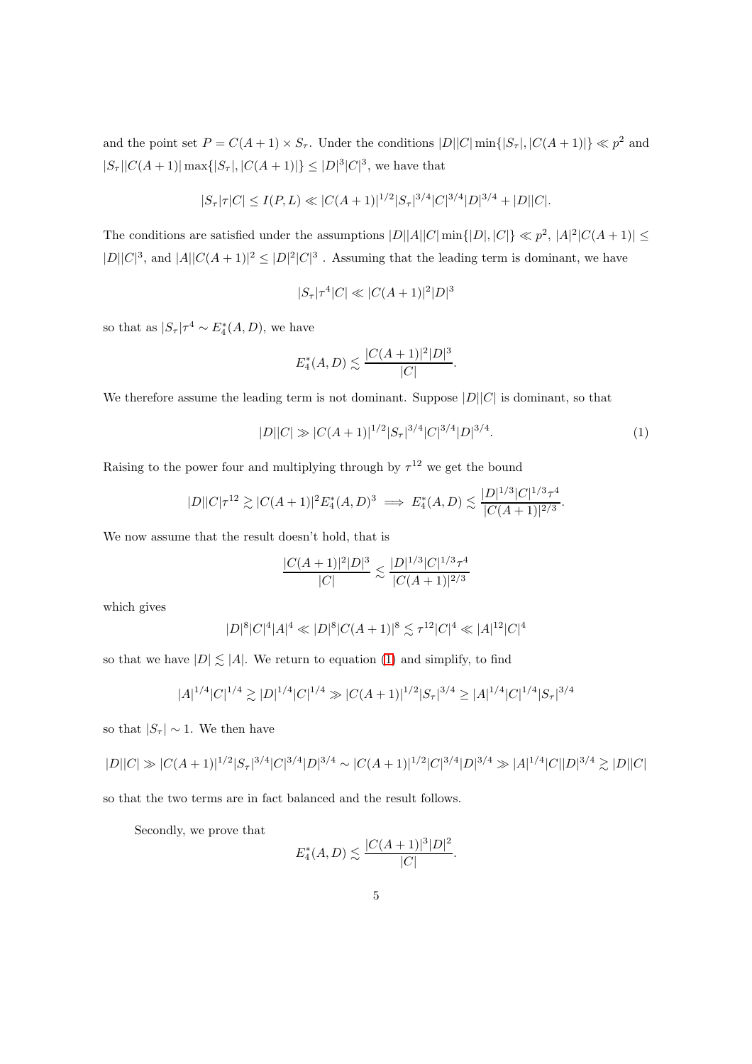and the point set $P = C(A+1) \times S_\tau$. Under the conditions $|D||C|\min\{|S_\tau|, |C(A+1)|\} \ll p^2$ and $|S_\tau||C(A+1)|\max\{|S_\tau|, |C(A+1)|\} \leq |D|^3|C|^3$, we have that

$$|S_\tau|\tau|C| \leq I(P, L) \ll |C(A+1)|^{1/2}|S_\tau|^{3/4}|C|^{3/4}|D|^{3/4} + |D||C|.$$

The conditions are satisfied under the assumptions $|D||A||C|\min\{|D|, |C|\} \ll p^2$, $|A|^2|C(A+1)| \leq |D||C|^3$, and $|A||C(A+1)|^2 \leq |D|^2|C|^3$ . Assuming that the leading term is dominant, we have

$$|S_\tau|\tau^4|C| \ll |C(A+1)|^2|D|^3$$

so that as $|S_\tau|\tau^4 \sim E_4^*(A, D)$, we have

$$E_4^*(A, D) \lesssim \frac{|C(A+1)|^2|D|^3}{|C|}.$$

We therefore assume the leading term is not dominant. Suppose $|D||C|$ is dominant, so that

$$|D||C| \gg |C(A+1)|^{1/2}|S_\tau|^{3/4}|C|^{3/4}|D|^{3/4}. \tag{1}$$

Raising to the power four and multiplying through by $\tau^{12}$ we get the bound

$$|D||C|\tau^{12} \gtrsim |C(A+1)|^2 E_4^*(A, D)^3 \implies E_4^*(A, D) \lesssim \frac{|D|^{1/3}|C|^{1/3}\tau^4}{|C(A+1)|^{2/3}}.$$

We now assume that the result doesn't hold, that is

$$\frac{|C(A+1)|^2|D|^3}{|C|} \lesssim \frac{|D|^{1/3}|C|^{1/3}\tau^4}{|C(A+1)|^{2/3}}$$

which gives

$$|D|^8|C|^4|A|^4 \ll |D|^8|C(A+1)|^8 \lesssim \tau^{12}|C|^4 \ll |A|^{12}|C|^4$$

so that we have $|D| \lesssim |A|$. We return to equation (1) and simplify, to find

$$|A|^{1/4}|C|^{1/4} \gtrsim |D|^{1/4}|C|^{1/4} \gg |C(A+1)|^{1/2}|S_\tau|^{3/4} \geq |A|^{1/4}|C|^{1/4}|S_\tau|^{3/4}$$

so that $|S_\tau| \sim 1$. We then have

$$|D||C| \gg |C(A+1)|^{1/2}|S_\tau|^{3/4}|C|^{3/4}|D|^{3/4} \sim |C(A+1)|^{1/2}|C|^{3/4}|D|^{3/4} \gg |A|^{1/4}|C||D|^{3/4} \gtrsim |D||C|$$

so that the two terms are in fact balanced and the result follows.

Secondly, we prove that

$$E_4^*(A, D) \lesssim \frac{|C(A+1)|^3|D|^2}{|C|}.$$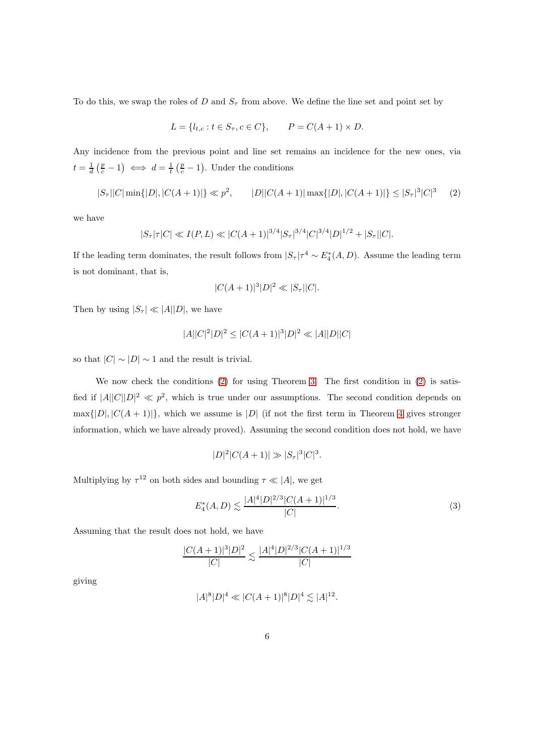To do this, we swap the roles of $D$ and $S_\tau$ from above. We define the line set and point set by

$$L = \{l_{t,c} : t \in S_\tau, c \in C\}, \qquad P = C(A+1) \times D.$$

Any incidence from the previous point and line set remains an incidence for the new ones, via $t = \frac{1}{d}\left(\frac{p}{c} - 1\right) \iff d = \frac{1}{t}\left(\frac{p}{c} - 1\right)$. Under the conditions

$$|S_\tau||C| \min\{|D|, |C(A+1)|\} \ll p^2, \qquad |D||C(A+1)| \max\{|D|, |C(A+1)|\} \leq |S_\tau|^3|C|^3 \tag{2}$$

we have

$$|S_\tau|\tau|C| \ll I(P,L) \ll |C(A+1)|^{3/4}|S_\tau|^{3/4}|C|^{3/4}|D|^{1/2} + |S_\tau||C|.$$

If the leading term dominates, the result follows from $|S_\tau|\tau^4 \sim E_4^*(A,D)$. Assume the leading term is not dominant, that is,

$$|C(A+1)|^3|D|^2 \ll |S_\tau||C|.$$

Then by using $|S_\tau| \ll |A||D|$, we have

$$|A||C|^2|D|^2 \leq |C(A+1)|^3|D|^2 \ll |A||D||C|$$

so that $|C| \sim |D| \sim 1$ and the result is trivial.

We now check the conditions (2) for using Theorem 3. The first condition in (2) is satisfied if $|A||C||D|^2 \ll p^2$, which is true under our assumptions. The second condition depends on $\max\{|D|, |C(A+1)|\}$, which we assume is $|D|$ (if not the first term in Theorem 4 gives stronger information, which we have already proved). Assuming the second condition does not hold, we have

$$|D|^2|C(A+1)| \gg |S_\tau|^3|C|^3.$$

Multiplying by $\tau^{12}$ on both sides and bounding $\tau \ll |A|$, we get

$$E_4^*(A,D) \lesssim \frac{|A|^4|D|^{2/3}|C(A+1)|^{1/3}}{|C|}. \tag{3}$$

Assuming that the result does not hold, we have

$$\frac{|C(A+1)|^3|D|^2}{|C|} \lesssim \frac{|A|^4|D|^{2/3}|C(A+1)|^{1/3}}{|C|}$$

giving

$$|A|^8|D|^4 \ll |C(A+1)|^8|D|^4 \lesssim |A|^{12}.$$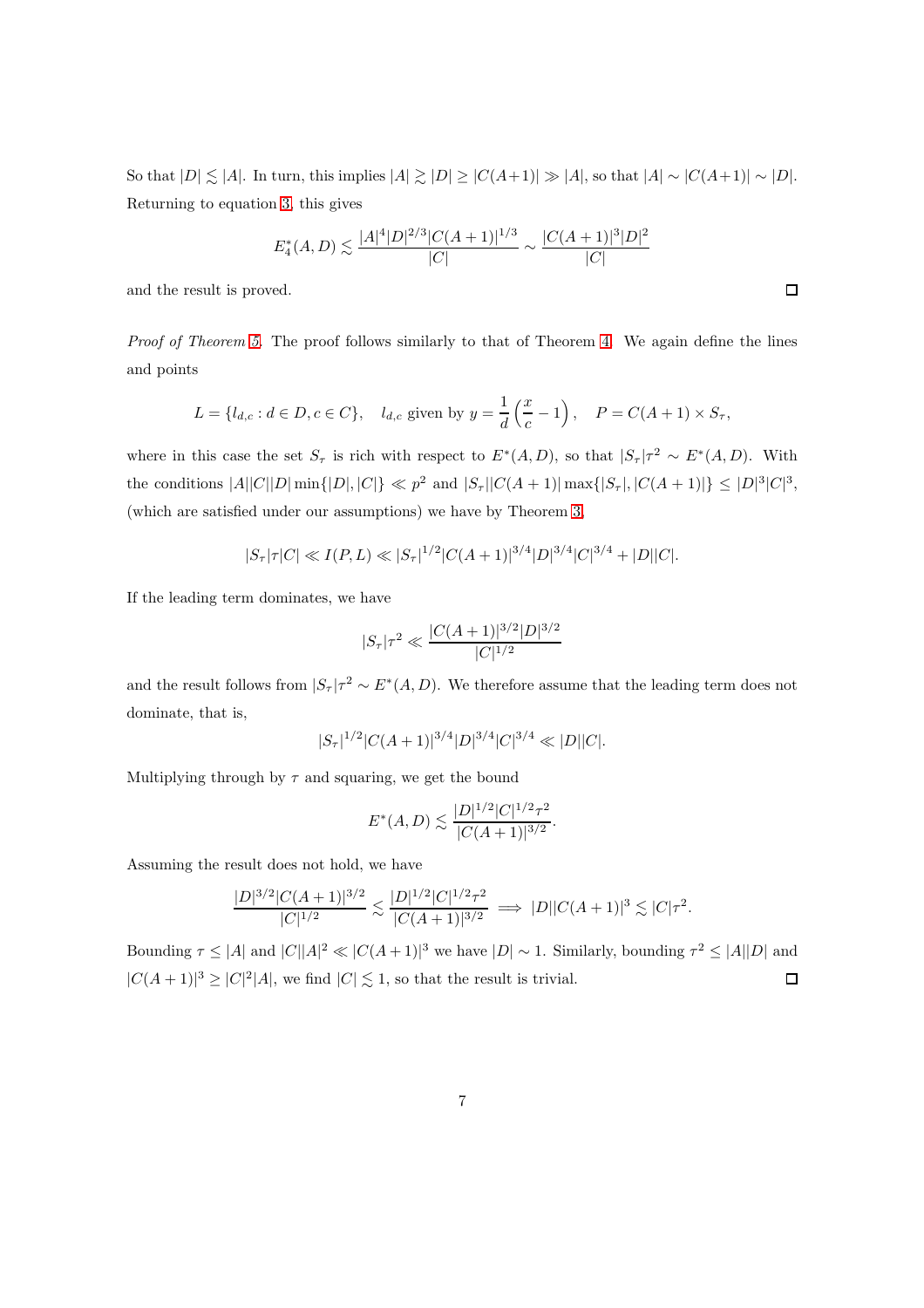So that $|D| \lesssim |A|$. In turn, this implies $|A| \gtrsim |D| \geq |C(A+1)| \gg |A|$, so that $|A| \sim |C(A+1)| \sim |D|$. Returning to equation 3, this gives

$$E_4^*(A, D) \lesssim \frac{|A|^4 |D|^{2/3} |C(A+1)|^{1/3}}{|C|} \sim \frac{|C(A+1)|^3 |D|^2}{|C|}$$

and the result is proved. $\square$

*Proof of Theorem 5.* The proof follows similarly to that of Theorem 4. We again define the lines and points

$$L = \{l_{d,c} : d \in D, c \in C\}, \quad l_{d,c} \text{ given by } y = \frac{1}{d}\left(\frac{x}{c} - 1\right), \quad P = C(A+1) \times S_\tau,$$

where in this case the set $S_\tau$ is rich with respect to $E^*(A, D)$, so that $|S_\tau|\tau^2 \sim E^*(A, D)$. With the conditions $|A||C||D| \min\{|D|, |C|\} \ll p^2$ and $|S_\tau||C(A+1)| \max\{|S_\tau|, |C(A+1)|\} \leq |D|^3|C|^3$, (which are satisfied under our assumptions) we have by Theorem 3

$$|S_\tau|\tau|C| \ll I(P, L) \ll |S_\tau|^{1/2}|C(A+1)|^{3/4}|D|^{3/4}|C|^{3/4} + |D||C|.$$

If the leading term dominates, we have

$$|S_\tau|\tau^2 \ll \frac{|C(A+1)|^{3/2}|D|^{3/2}}{|C|^{1/2}}$$

and the result follows from $|S_\tau|\tau^2 \sim E^*(A, D)$. We therefore assume that the leading term does not dominate, that is,

$$|S_\tau|^{1/2}|C(A+1)|^{3/4}|D|^{3/4}|C|^{3/4} \ll |D||C|.$$

Multiplying through by $\tau$ and squaring, we get the bound

$$E^*(A, D) \lesssim \frac{|D|^{1/2}|C|^{1/2}\tau^2}{|C(A+1)|^{3/2}}.$$

Assuming the result does not hold, we have

$$\frac{|D|^{3/2}|C(A+1)|^{3/2}}{|C|^{1/2}} \lesssim \frac{|D|^{1/2}|C|^{1/2}\tau^2}{|C(A+1)|^{3/2}} \implies |D||C(A+1)|^3 \lesssim |C|\tau^2.$$

Bounding $\tau \leq |A|$ and $|C||A|^2 \ll |C(A+1)|^3$ we have $|D| \sim 1$. Similarly, bounding $\tau^2 \leq |A||D|$ and $|C(A+1)|^3 \geq |C|^2|A|$, we find $|C| \lesssim 1$, so that the result is trivial. $\square$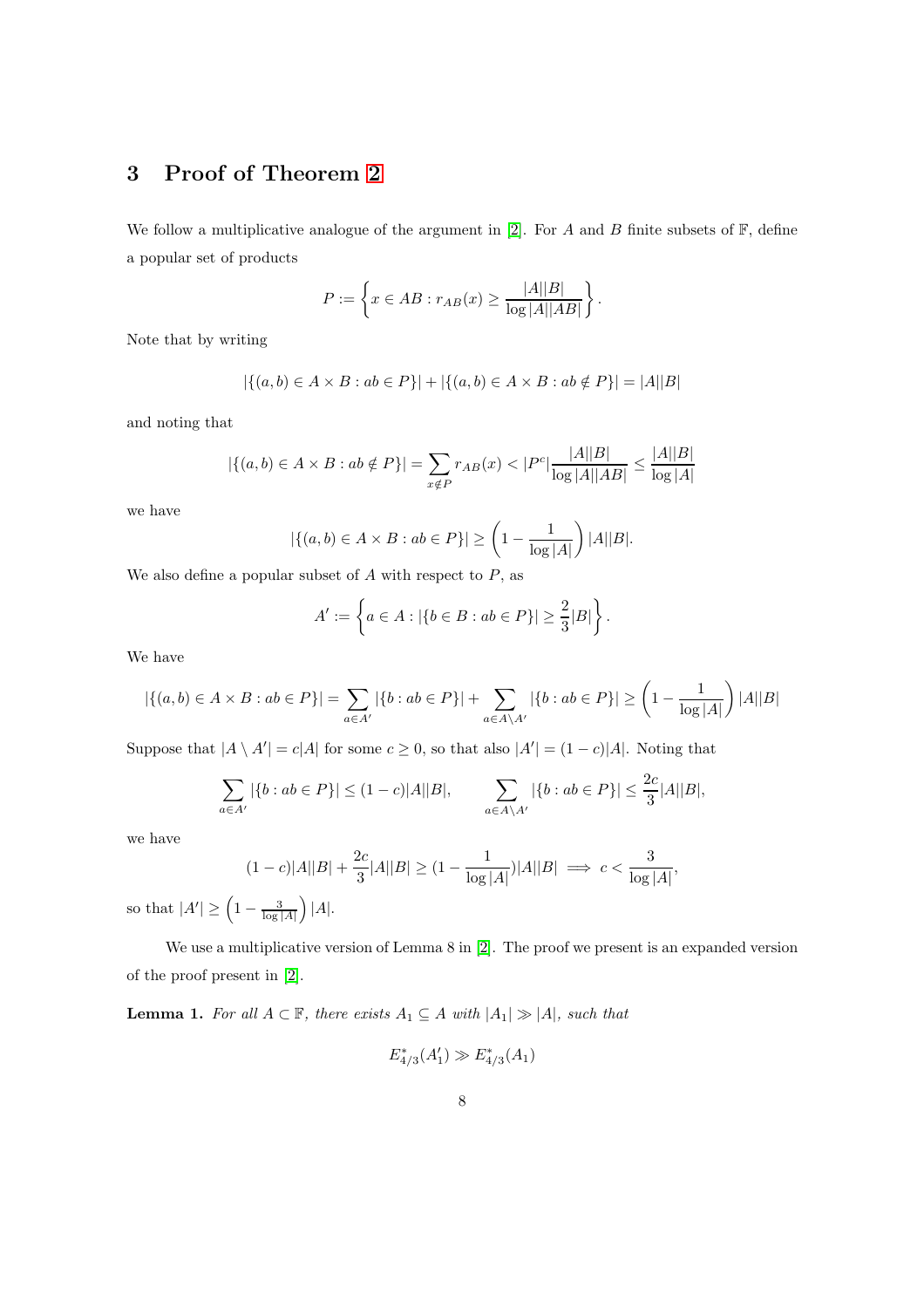## 3 Proof of Theorem 2

We follow a multiplicative analogue of the argument in [2]. For $A$ and $B$ finite subsets of $\mathbb{F}$, define a popular set of products

$$P := \left\{ x \in AB : r_{AB}(x) \geq \frac{|A||B|}{\log |A||AB|} \right\}.$$

Note that by writing

$$|\{(a,b) \in A \times B : ab \in P\}| + |\{(a,b) \in A \times B : ab \notin P\}| = |A||B|$$

and noting that

$$|\{(a,b) \in A \times B : ab \notin P\}| = \sum_{x \notin P} r_{AB}(x) < |P^c| \frac{|A||B|}{\log |A||AB|} \leq \frac{|A||B|}{\log |A|}$$

we have

$$|\{(a,b) \in A \times B : ab \in P\}| \geq \left(1 - \frac{1}{\log |A|}\right)|A||B|.$$

We also define a popular subset of $A$ with respect to $P$, as

$$A' := \left\{ a \in A : |\{b \in B : ab \in P\}| \geq \frac{2}{3}|B| \right\}.$$

We have

$$|\{(a,b) \in A \times B : ab \in P\}| = \sum_{a \in A'} |\{b : ab \in P\}| + \sum_{a \in A \setminus A'} |\{b : ab \in P\}| \geq \left(1 - \frac{1}{\log |A|}\right)|A||B|$$

Suppose that $|A \setminus A'| = c|A|$ for some $c \geq 0$, so that also $|A'| = (1-c)|A|$. Noting that

$$\sum_{a \in A'} |\{b : ab \in P\}| \leq (1-c)|A||B|, \qquad \sum_{a \in A \setminus A'} |\{b : ab \in P\}| \leq \frac{2c}{3}|A||B|,$$

we have

$$(1-c)|A||B| + \frac{2c}{3}|A||B| \geq (1 - \frac{1}{\log |A|})|A||B| \implies c < \frac{3}{\log |A|},$$

so that $|A'| \geq \left(1 - \frac{3}{\log |A|}\right)|A|$.

We use a multiplicative version of Lemma 8 in [2]. The proof we present is an expanded version of the proof present in [2].

**Lemma 1.** *For all $A \subset \mathbb{F}$, there exists $A_1 \subseteq A$ with $|A_1| \gg |A|$, such that*

$$E^*_{4/3}(A'_1) \gg E^*_{4/3}(A_1)$$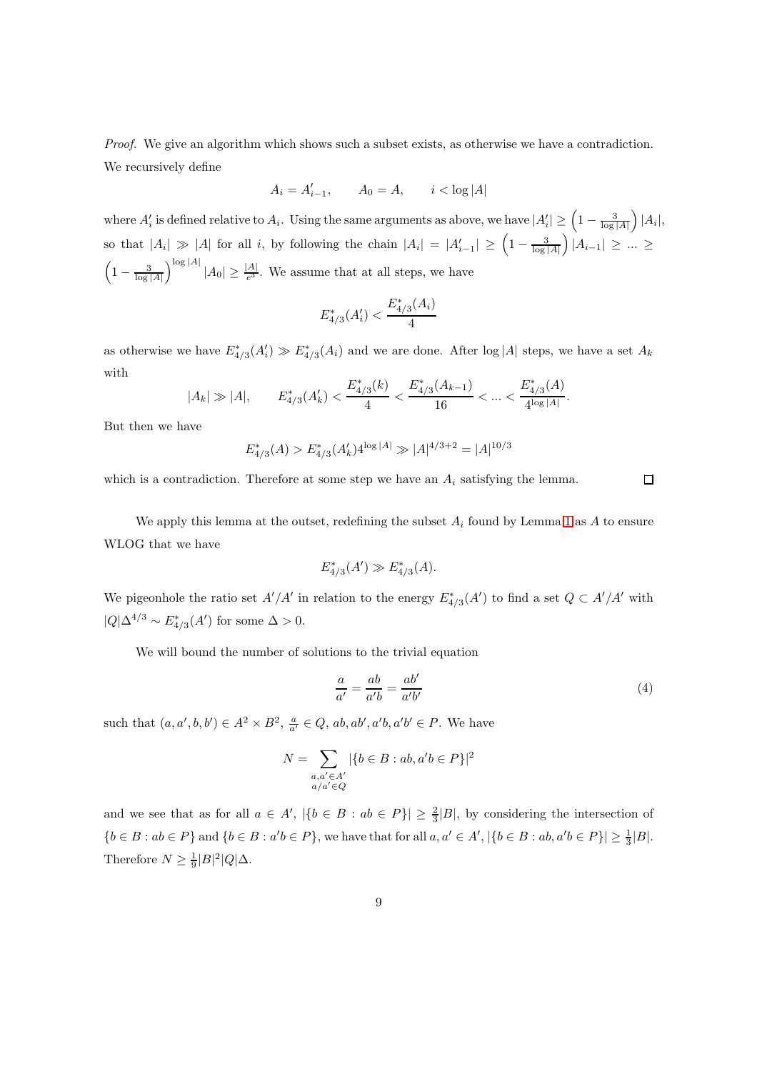*Proof.* We give an algorithm which shows such a subset exists, as otherwise we have a contradiction. We recursively define

$$A_i = A'_{i-1}, \qquad A_0 = A, \qquad i < \log |A|$$

where $A'_i$ is defined relative to $A_i$. Using the same arguments as above, we have $|A'_i| \geq \left(1 - \frac{3}{\log|A|}\right)|A_i|$, so that $|A_i| \gg |A|$ for all $i$, by following the chain $|A_i| = |A'_{i-1}| \geq \left(1 - \frac{3}{\log|A|}\right)|A_{i-1}| \geq \ldots \geq \left(1 - \frac{3}{\log|A|}\right)^{\log|A|}|A_0| \geq \frac{|A|}{e^3}$. We assume that at all steps, we have

$$E^*_{4/3}(A'_i) < \frac{E^*_{4/3}(A_i)}{4}$$

as otherwise we have $E^*_{4/3}(A'_i) \gg E^*_{4/3}(A_i)$ and we are done. After $\log|A|$ steps, we have a set $A_k$ with

$$|A_k| \gg |A|, \qquad E^*_{4/3}(A'_k) < \frac{E^*_{4/3}(k)}{4} < \frac{E^*_{4/3}(A_{k-1})}{16} < \ldots < \frac{E^*_{4/3}(A)}{4^{\log|A|}}.$$

But then we have

$$E^*_{4/3}(A) > E^*_{4/3}(A'_k)4^{\log|A|} \gg |A|^{4/3+2} = |A|^{10/3}$$

which is a contradiction. Therefore at some step we have an $A_i$ satisfying the lemma. $\square$

We apply this lemma at the outset, redefining the subset $A_i$ found by Lemma 1 as $A$ to ensure WLOG that we have

$$E^*_{4/3}(A') \gg E^*_{4/3}(A).$$

We pigeonhole the ratio set $A'/A'$ in relation to the energy $E^*_{4/3}(A')$ to find a set $Q \subset A'/A'$ with $|Q|\Delta^{4/3} \sim E^*_{4/3}(A')$ for some $\Delta > 0$.

We will bound the number of solutions to the trivial equation

$$\frac{a}{a'} = \frac{ab}{a'b} = \frac{ab'}{a'b'} \tag{4}$$

such that $(a, a', b, b') \in A^2 \times B^2$, $\frac{a}{a'} \in Q$, $ab, ab', a'b, a'b' \in P$. We have

$$N = \sum_{\substack{a,a' \in A' \\ a/a' \in Q}} |\{b \in B : ab, a'b \in P\}|^2$$

and we see that as for all $a \in A'$, $|\{b \in B : ab \in P\}| \geq \frac{2}{3}|B|$, by considering the intersection of $\{b \in B : ab \in P\}$ and $\{b \in B : a'b \in P\}$, we have that for all $a, a' \in A'$, $|\{b \in B : ab, a'b \in P\}| \geq \frac{1}{3}|B|$. Therefore $N \geq \frac{1}{9}|B|^2|Q|\Delta$.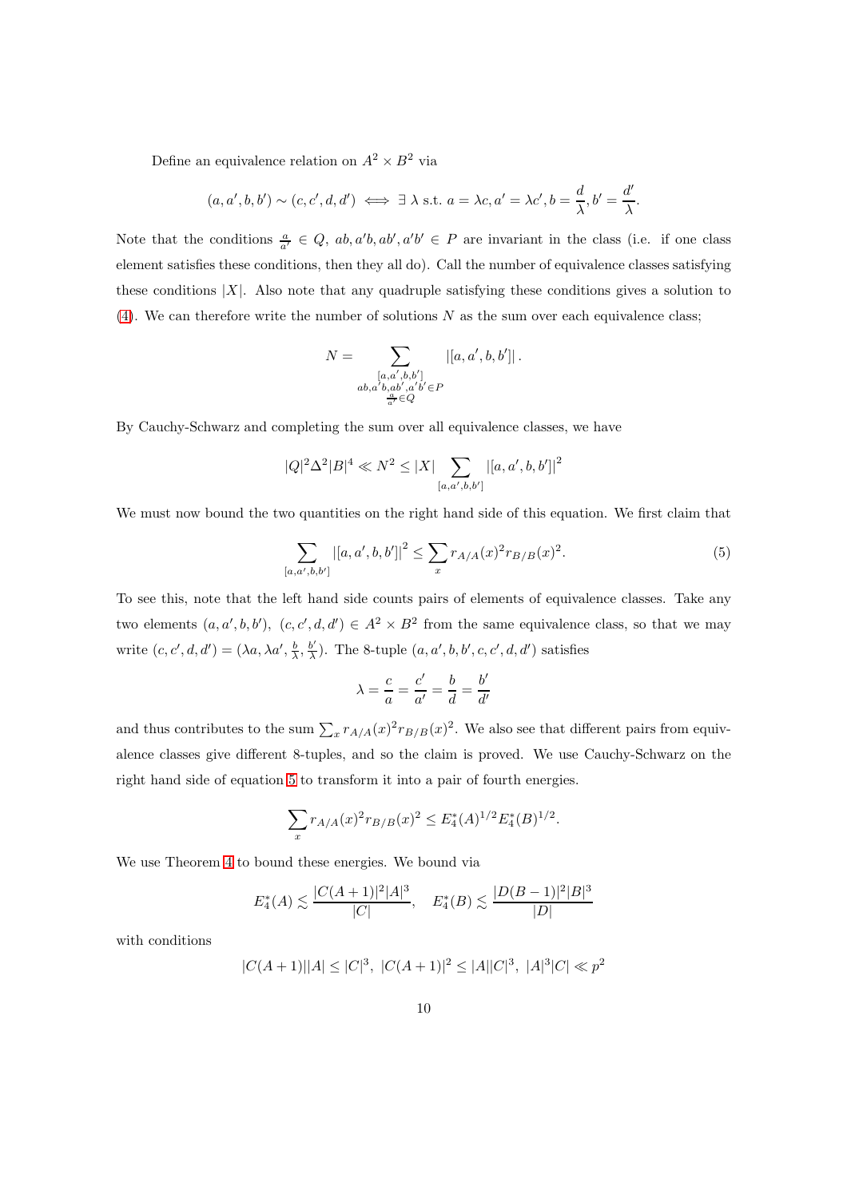Define an equivalence relation on $A^2 \times B^2$ via

$$(a, a', b, b') \sim (c, c', d, d') \iff \exists \lambda \text{ s.t. } a = \lambda c, a' = \lambda c', b = \frac{d}{\lambda}, b' = \frac{d'}{\lambda}.$$

Note that the conditions $\frac{a}{a'} \in Q$, $ab, a'b, ab', a'b' \in P$ are invariant in the class (i.e. if one class element satisfies these conditions, then they all do). Call the number of equivalence classes satisfying these conditions $|X|$. Also note that any quadruple satisfying these conditions gives a solution to (4). We can therefore write the number of solutions $N$ as the sum over each equivalence class;

$$N = \sum_{\substack{[a,a',b,b'] \\ ab, a'b, ab', a'b' \in P \\ \frac{a}{a'} \in Q}} |[a, a', b, b']| .$$

By Cauchy-Schwarz and completing the sum over all equivalence classes, we have

$$|Q|^2 \Delta^2 |B|^4 \ll N^2 \leq |X| \sum_{[a,a',b,b']} |[a, a', b, b']|^2$$

We must now bound the two quantities on the right hand side of this equation. We first claim that

$$\sum_{[a,a',b,b']} |[a, a', b, b']|^2 \leq \sum_x r_{A/A}(x)^2 r_{B/B}(x)^2. \tag{5}$$

To see this, note that the left hand side counts pairs of elements of equivalence classes. Take any two elements $(a, a', b, b')$, $(c, c', d, d') \in A^2 \times B^2$ from the same equivalence class, so that we may write $(c, c', d, d') = (\lambda a, \lambda a', \frac{b}{\lambda}, \frac{b'}{\lambda})$. The 8-tuple $(a, a', b, b', c, c', d, d')$ satisfies

$$\lambda = \frac{c}{a} = \frac{c'}{a'} = \frac{b}{d} = \frac{b'}{d'}$$

and thus contributes to the sum $\sum_x r_{A/A}(x)^2 r_{B/B}(x)^2$. We also see that different pairs from equivalence classes give different 8-tuples, and so the claim is proved. We use Cauchy-Schwarz on the right hand side of equation 5 to transform it into a pair of fourth energies.

$$\sum_x r_{A/A}(x)^2 r_{B/B}(x)^2 \leq E_4^*(A)^{1/2} E_4^*(B)^{1/2}.$$

We use Theorem 4 to bound these energies. We bound via

$$E_4^*(A) \lesssim \frac{|C(A+1)|^2 |A|^3}{|C|}, \quad E_4^*(B) \lesssim \frac{|D(B-1)|^2 |B|^3}{|D|}$$

with conditions

$$|C(A+1)||A| \leq |C|^3, \ |C(A+1)|^2 \leq |A||C|^3, \ |A|^3 |C| \ll p^2$$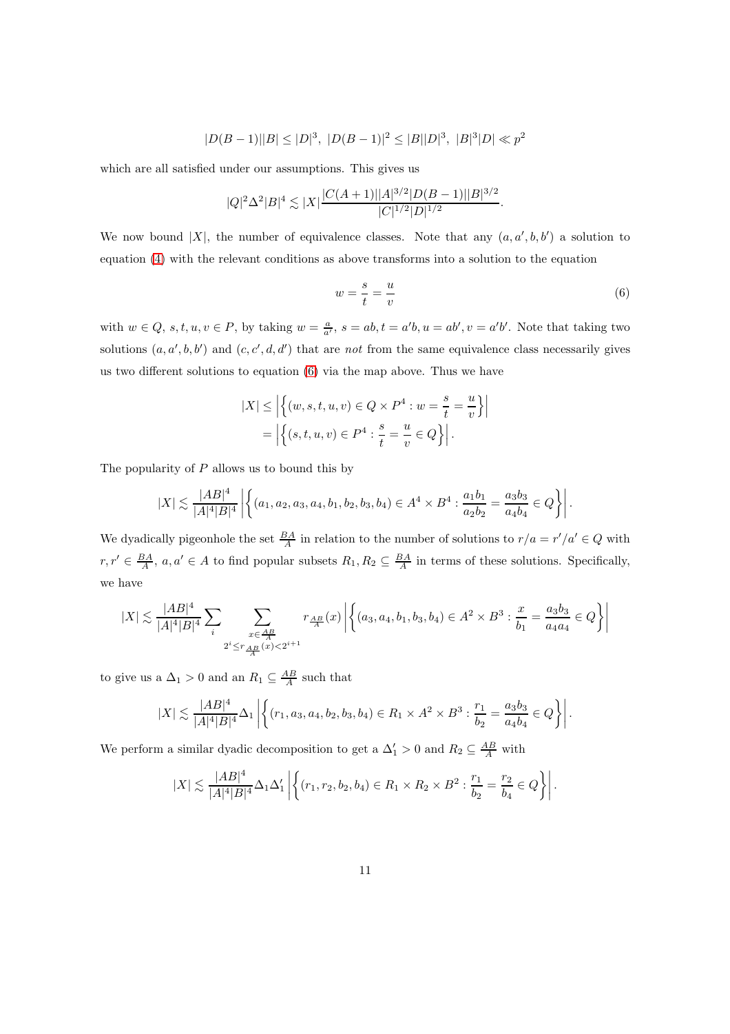$$|D(B-1)||B| \leq |D|^3,\ |D(B-1)|^2 \leq |B||D|^3,\ |B|^3|D| \ll p^2$$

which are all satisfied under our assumptions. This gives us

$$|Q|^2\Delta^2|B|^4 \lesssim |X|\frac{|C(A+1)||A|^{3/2}|D(B-1)||B|^{3/2}}{|C|^{1/2}|D|^{1/2}}.$$

We now bound $|X|$, the number of equivalence classes. Note that any $(a, a', b, b')$ a solution to equation (4) with the relevant conditions as above transforms into a solution to the equation

$$w = \frac{s}{t} = \frac{u}{v} \tag{6}$$

with $w \in Q$, $s, t, u, v \in P$, by taking $w = \frac{a}{a'}$, $s = ab, t = a'b, u = ab', v = a'b'$. Note that taking two solutions $(a, a', b, b')$ and $(c, c', d, d')$ that are *not* from the same equivalence class necessarily gives us two different solutions to equation (6) via the map above. Thus we have

$$\begin{aligned}|X| &\leq \left|\left\{(w, s, t, u, v) \in Q \times P^4 : w = \frac{s}{t} = \frac{u}{v}\right\}\right| \\ &= \left|\left\{(s, t, u, v) \in P^4 : \frac{s}{t} = \frac{u}{v} \in Q\right\}\right|.\end{aligned}$$

The popularity of $P$ allows us to bound this by

$$|X| \lesssim \frac{|AB|^4}{|A|^4|B|^4}\left|\left\{(a_1, a_2, a_3, a_4, b_1, b_2, b_3, b_4) \in A^4 \times B^4 : \frac{a_1b_1}{a_2b_2} = \frac{a_3b_3}{a_4b_4} \in Q\right\}\right|.$$

We dyadically pigeonhole the set $\frac{BA}{A}$ in relation to the number of solutions to $r/a = r'/a' \in Q$ with $r, r' \in \frac{BA}{A}$, $a, a' \in A$ to find popular subsets $R_1, R_2 \subseteq \frac{BA}{A}$ in terms of these solutions. Specifically, we have

$$|X| \lesssim \frac{|AB|^4}{|A|^4|B|^4}\sum_i \sum_{\substack{x \in \frac{AB}{A} \\ 2^i \leq r_{\frac{AB}{A}}(x) < 2^{i+1}}} r_{\frac{AB}{A}}(x)\left|\left\{(a_3, a_4, b_1, b_3, b_4) \in A^2 \times B^3 : \frac{x}{b_1} = \frac{a_3b_3}{a_4a_4} \in Q\right\}\right|$$

to give us a $\Delta_1 > 0$ and an $R_1 \subseteq \frac{AB}{A}$ such that

$$|X| \lesssim \frac{|AB|^4}{|A|^4|B|^4}\Delta_1\left|\left\{(r_1, a_3, a_4, b_2, b_3, b_4) \in R_1 \times A^2 \times B^3 : \frac{r_1}{b_2} = \frac{a_3b_3}{a_4b_4} \in Q\right\}\right|.$$

We perform a similar dyadic decomposition to get a $\Delta_1' > 0$ and $R_2 \subseteq \frac{AB}{A}$ with

$$|X| \lesssim \frac{|AB|^4}{|A|^4|B|^4}\Delta_1\Delta_1'\left|\left\{(r_1, r_2, b_2, b_4) \in R_1 \times R_2 \times B^2 : \frac{r_1}{b_2} = \frac{r_2}{b_4} \in Q\right\}\right|.$$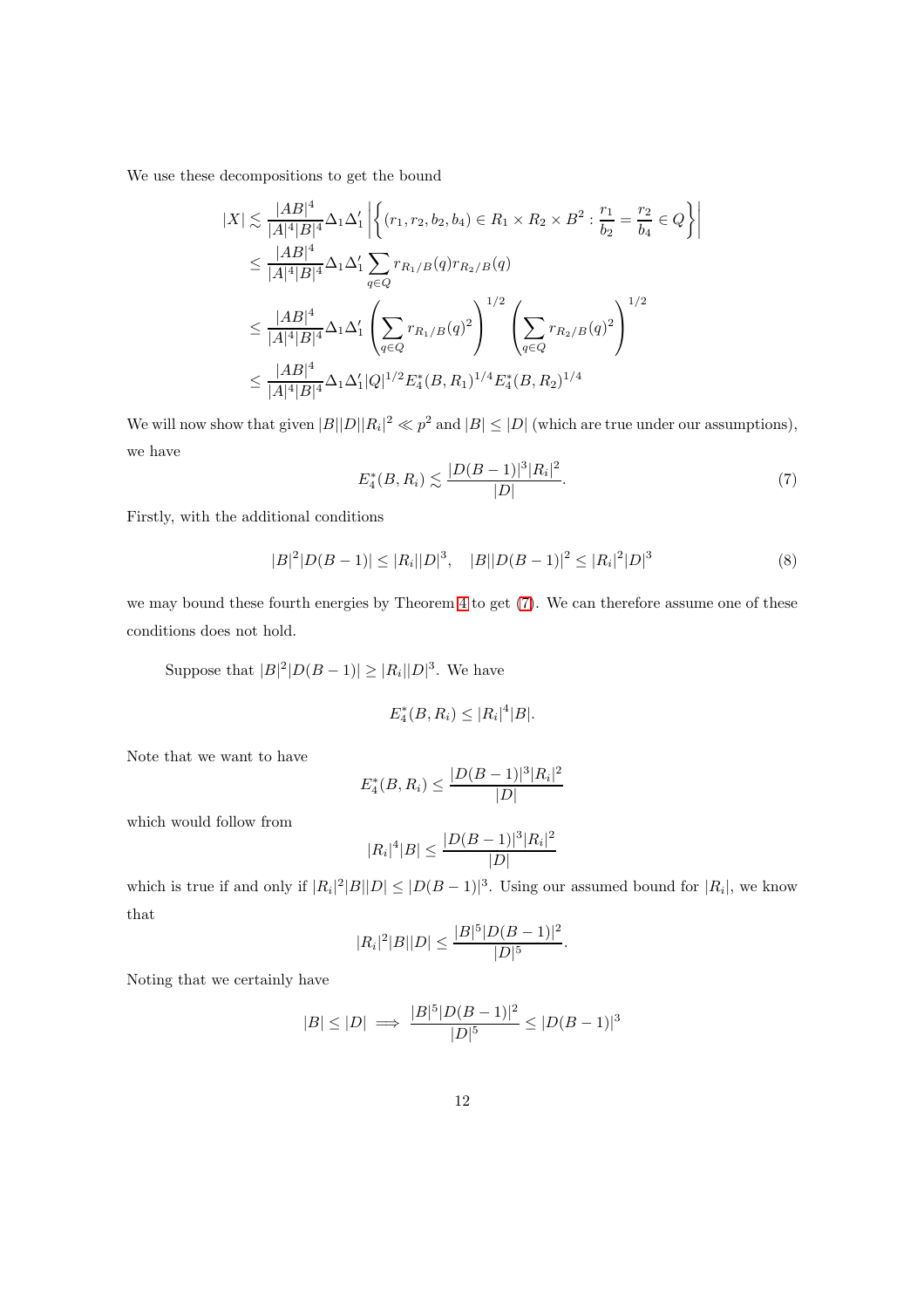We use these decompositions to get the bound

$$
\begin{aligned}
|X| &\lesssim \frac{|AB|^4}{|A|^4|B|^4}\Delta_1\Delta_1' \left|\left\{(r_1, r_2, b_2, b_4) \in R_1 \times R_2 \times B^2 : \frac{r_1}{b_2} = \frac{r_2}{b_4} \in Q\right\}\right| \\
&\leq \frac{|AB|^4}{|A|^4|B|^4}\Delta_1\Delta_1' \sum_{q \in Q} r_{R_1/B}(q) r_{R_2/B}(q) \\
&\leq \frac{|AB|^4}{|A|^4|B|^4}\Delta_1\Delta_1' \left(\sum_{q \in Q} r_{R_1/B}(q)^2\right)^{1/2} \left(\sum_{q \in Q} r_{R_2/B}(q)^2\right)^{1/2} \\
&\leq \frac{|AB|^4}{|A|^4|B|^4}\Delta_1\Delta_1' |Q|^{1/2} E_4^*(B, R_1)^{1/4} E_4^*(B, R_2)^{1/4}
\end{aligned}
$$

We will now show that given $|B||D||R_i|^2 \ll p^2$ and $|B| \leq |D|$ (which are true under our assumptions), we have

$$
E_4^*(B, R_i) \lesssim \frac{|D(B-1)|^3 |R_i|^2}{|D|}. \tag{7}
$$

Firstly, with the additional conditions

$$
|B|^2|D(B-1)| \leq |R_i||D|^3, \quad |B||D(B-1)|^2 \leq |R_i|^2|D|^3 \tag{8}
$$

we may bound these fourth energies by Theorem 4 to get (7). We can therefore assume one of these conditions does not hold.

Suppose that $|B|^2|D(B-1)| \geq |R_i||D|^3$. We have

$$
E_4^*(B, R_i) \leq |R_i|^4|B|.
$$

Note that we want to have

$$
E_4^*(B, R_i) \leq \frac{|D(B-1)|^3 |R_i|^2}{|D|}
$$

which would follow from

$$
|R_i|^4|B| \leq \frac{|D(B-1)|^3 |R_i|^2}{|D|}
$$

which is true if and only if $|R_i|^2|B||D| \leq |D(B-1)|^3$. Using our assumed bound for $|R_i|$, we know that

$$
|R_i|^2|B||D| \leq \frac{|B|^5|D(B-1)|^2}{|D|^5}.
$$

Noting that we certainly have

$$
|B| \leq |D| \implies \frac{|B|^5|D(B-1)|^2}{|D|^5} \leq |D(B-1)|^3
$$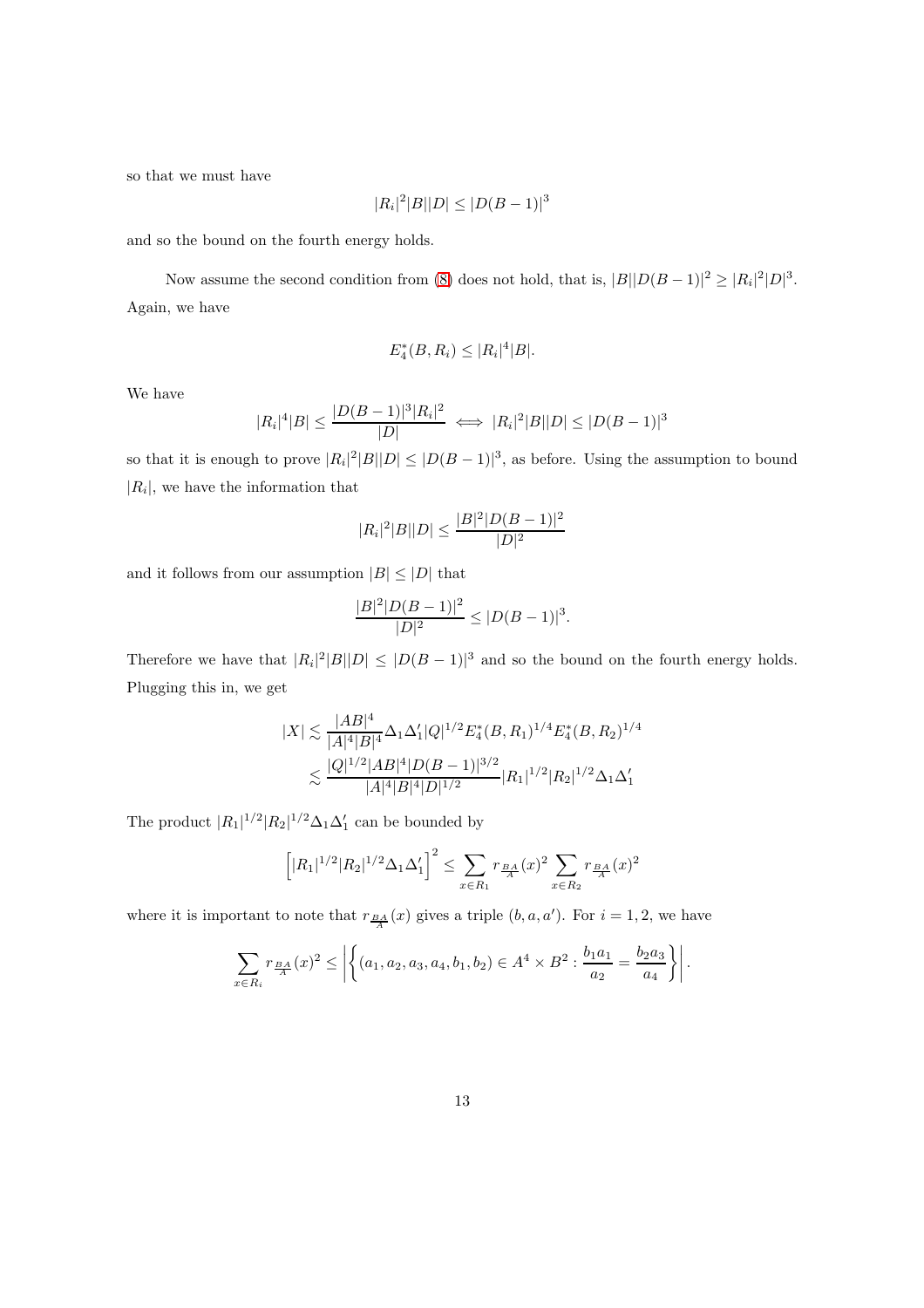so that we must have

$$|R_i|^2|B||D| \leq |D(B-1)|^3$$

and so the bound on the fourth energy holds.

Now assume the second condition from (8) does not hold, that is, $|B||D(B-1)|^2 \geq |R_i|^2|D|^3$. Again, we have

$$E_4^*(B, R_i) \leq |R_i|^4|B|.$$

We have

$$|R_i|^4|B| \leq \frac{|D(B-1)|^3|R_i|^2}{|D|} \iff |R_i|^2|B||D| \leq |D(B-1)|^3$$

so that it is enough to prove $|R_i|^2|B||D| \leq |D(B-1)|^3$, as before. Using the assumption to bound $|R_i|$, we have the information that

$$|R_i|^2|B||D| \leq \frac{|B|^2|D(B-1)|^2}{|D|^2}$$

and it follows from our assumption $|B| \leq |D|$ that

$$\frac{|B|^2|D(B-1)|^2}{|D|^2} \leq |D(B-1)|^3.$$

Therefore we have that $|R_i|^2|B||D| \leq |D(B-1)|^3$ and so the bound on the fourth energy holds. Plugging this in, we get

$$\begin{aligned}
|X| &\lesssim \frac{|AB|^4}{|A|^4|B|^4}\Delta_1\Delta_1'|Q|^{1/2}E_4^*(B,R_1)^{1/4}E_4^*(B,R_2)^{1/4} \\
&\lesssim \frac{|Q|^{1/2}|AB|^4|D(B-1)|^{3/2}}{|A|^4|B|^4|D|^{1/2}}|R_1|^{1/2}|R_2|^{1/2}\Delta_1\Delta_1'
\end{aligned}$$

The product $|R_1|^{1/2}|R_2|^{1/2}\Delta_1\Delta_1'$ can be bounded by

$$\left[|R_1|^{1/2}|R_2|^{1/2}\Delta_1\Delta_1'\right]^2 \leq \sum_{x\in R_1} r_{\frac{BA}{A}}(x)^2 \sum_{x \in R_2} r_{\frac{BA}{A}}(x)^2$$

where it is important to note that $r_{\frac{BA}{A}}(x)$ gives a triple $(b, a, a')$. For $i = 1, 2$, we have

$$\sum_{x\in R_i} r_{\frac{BA}{A}}(x)^2 \leq \left|\left\{(a_1, a_2, a_3, a_4, b_1, b_2) \in A^4 \times B^2 : \frac{b_1a_1}{a_2} = \frac{b_2a_3}{a_4}\right\}\right|.$$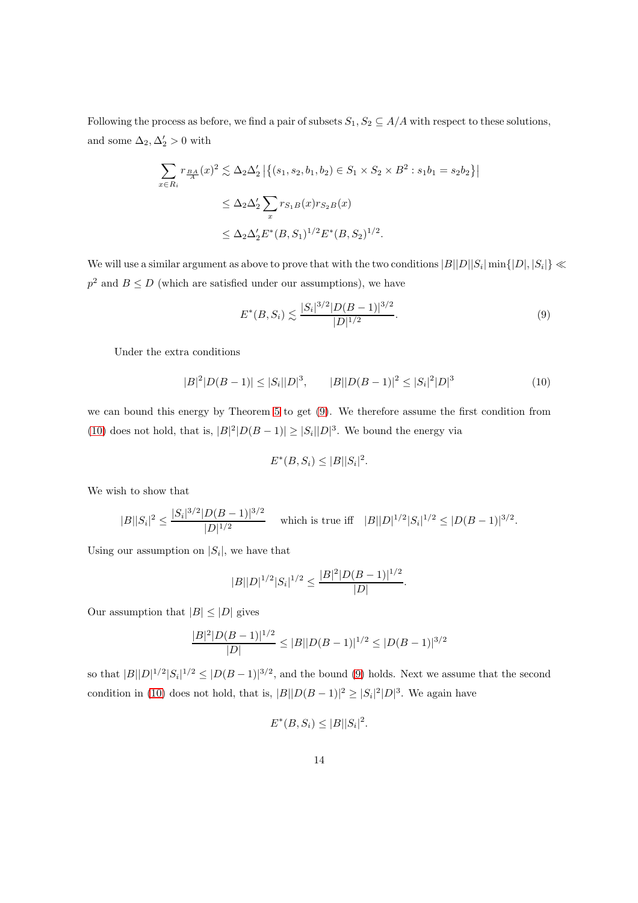Following the process as before, we find a pair of subsets $S_1, S_2 \subseteq A/A$ with respect to these solutions, and some $\Delta_2, \Delta_2' > 0$ with

$$\sum_{x \in R_i} r_{\frac{BA}{A}}(x)^2 \lesssim \Delta_2 \Delta_2' \left| \{(s_1, s_2, b_1, b_2) \in S_1 \times S_2 \times B^2 : s_1 b_1 = s_2 b_2 \} \right|$$

$$\leq \Delta_2 \Delta_2' \sum_x r_{S_1 B}(x) r_{S_2 B}(x)$$

$$\leq \Delta_2 \Delta_2' E^*(B, S_1)^{1/2} E^*(B, S_2)^{1/2}.$$

We will use a similar argument as above to prove that with the two conditions $|B||D||S_i| \min\{|D|, |S_i|\} \ll p^2$ and $B \leq D$ (which are satisfied under our assumptions), we have

$$E^*(B, S_i) \lesssim \frac{|S_i|^{3/2} |D(B-1)|^{3/2}}{|D|^{1/2}}. \tag{9}$$

Under the extra conditions

$$|B|^2 |D(B-1)| \leq |S_i||D|^3, \qquad |B||D(B-1)|^2 \leq |S_i|^2 |D|^3 \tag{10}$$

we can bound this energy by Theorem 5 to get (9). We therefore assume the first condition from (10) does not hold, that is, $|B|^2 |D(B-1)| \geq |S_i||D|^3$. We bound the energy via

$$E^*(B, S_i) \leq |B||S_i|^2.$$

We wish to show that

$$|B||S_i|^2 \leq \frac{|S_i|^{3/2} |D(B-1)|^{3/2}}{|D|^{1/2}} \quad \text{which is true iff} \quad |B||D|^{1/2} |S_i|^{1/2} \leq |D(B-1)|^{3/2}.$$

Using our assumption on $|S_i|$, we have that

$$|B||D|^{1/2} |S_i|^{1/2} \leq \frac{|B|^2 |D(B-1)|^{1/2}}{|D|}.$$

Our assumption that $|B| \leq |D|$ gives

$$\frac{|B|^2 |D(B-1)|^{1/2}}{|D|} \leq |B||D(B-1)|^{1/2} \leq |D(B-1)|^{3/2}$$

so that $|B||D|^{1/2}|S_i|^{1/2} \leq |D(B-1)|^{3/2}$, and the bound (9) holds. Next we assume that the second condition in (10) does not hold, that is, $|B||D(B-1)|^2 \geq |S_i|^2 |D|^3$. We again have

$$E^*(B, S_i) \leq |B||S_i|^2.$$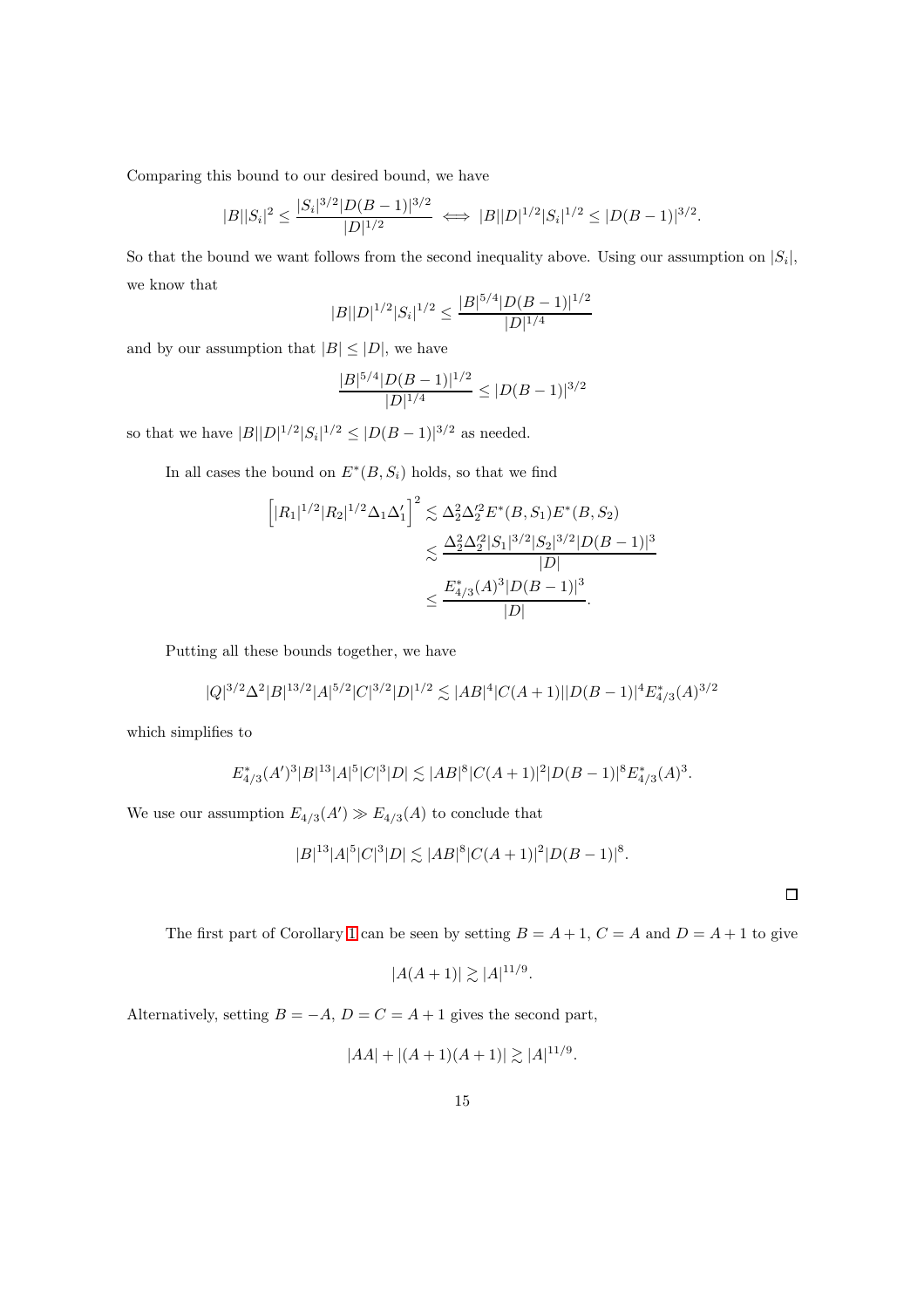Comparing this bound to our desired bound, we have

$$|B||S_i|^2 \leq \frac{|S_i|^{3/2}|D(B-1)|^{3/2}}{|D|^{1/2}} \iff |B||D|^{1/2}|S_i|^{1/2} \leq |D(B-1)|^{3/2}.$$

So that the bound we want follows from the second inequality above. Using our assumption on $|S_i|$, we know that

$$|B||D|^{1/2}|S_i|^{1/2} \leq \frac{|B|^{5/4}|D(B-1)|^{1/2}}{|D|^{1/4}}$$

and by our assumption that $|B| \leq |D|$, we have

$$\frac{|B|^{5/4}|D(B-1)|^{1/2}}{|D|^{1/4}} \leq |D(B-1)|^{3/2}$$

so that we have $|B||D|^{1/2}|S_i|^{1/2} \leq |D(B-1)|^{3/2}$ as needed.

In all cases the bound on $E^*(B, S_i)$ holds, so that we find

$$\begin{aligned}
\left[|R_1|^{1/2}|R_2|^{1/2}\Delta_1\Delta_1'\right]^2 &\lesssim \Delta_2^2\Delta_2'^2 E^*(B,S_1)E^*(B,S_2) \\
&\lesssim \frac{\Delta_2^2\Delta_2'^2|S_1|^{3/2}|S_2|^{3/2}|D(B-1)|^3}{|D|} \\
&\leq \frac{E^*_{4/3}(A)^3|D(B-1)|^3}{|D|}.
\end{aligned}$$

Putting all these bounds together, we have

$$|Q|^{3/2}\Delta^2|B|^{13/2}|A|^{5/2}|C|^{3/2}|D|^{1/2} \lesssim |AB|^4|C(A+1)||D(B-1)|^4E^*_{4/3}(A)^{3/2}$$

which simplifies to

$$E^*_{4/3}(A')^3|B|^{13}|A|^5|C|^3|D| \lesssim |AB|^8|C(A+1)|^2|D(B-1)|^8E^*_{4/3}(A)^3.$$

We use our assumption $E_{4/3}(A') \gg E_{4/3}(A)$ to conclude that

$$|B|^{13}|A|^5|C|^3|D| \lesssim |AB|^8|C(A+1)|^2|D(B-1)|^8.$$

□

The first part of Corollary 1 can be seen by setting $B = A+1$, $C = A$ and $D = A+1$ to give

$$|A(A+1)| \gtrsim |A|^{11/9}.$$

Alternatively, setting $B = -A$, $D = C = A+1$ gives the second part,

$$|AA| + |(A+1)(A+1)| \gtrsim |A|^{11/9}.$$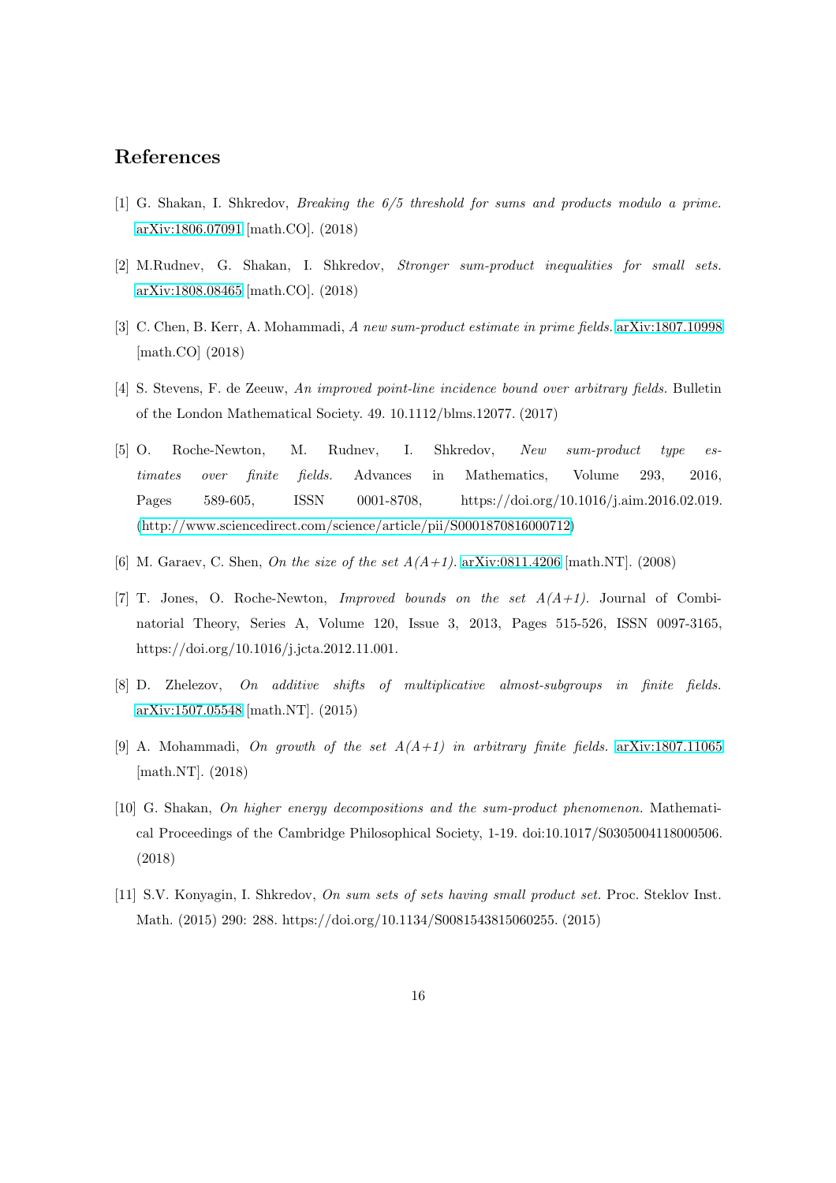# References

[1] G. Shakan, I. Shkredov, *Breaking the 6/5 threshold for sums and products modulo a prime.* arXiv:1806.07091 [math.CO]. (2018)

[2] M.Rudnev, G. Shakan, I. Shkredov, *Stronger sum-product inequalities for small sets.* arXiv:1808.08465 [math.CO]. (2018)

[3] C. Chen, B. Kerr, A. Mohammadi, *A new sum-product estimate in prime fields.* arXiv:1807.10998 [math.CO] (2018)

[4] S. Stevens, F. de Zeeuw, *An improved point-line incidence bound over arbitrary fields.* Bulletin of the London Mathematical Society. 49. 10.1112/blms.12077. (2017)

[5] O. Roche-Newton, M. Rudnev, I. Shkredov, *New sum-product type estimates over finite fields.* Advances in Mathematics, Volume 293, 2016, Pages 589-605, ISSN 0001-8708, https://doi.org/10.1016/j.aim.2016.02.019. (http://www.sciencedirect.com/science/article/pii/S0001870816000712)

[6] M. Garaev, C. Shen, *On the size of the set A(A+1).* arXiv:0811.4206 [math.NT]. (2008)

[7] T. Jones, O. Roche-Newton, *Improved bounds on the set A(A+1).* Journal of Combinatorial Theory, Series A, Volume 120, Issue 3, 2013, Pages 515-526, ISSN 0097-3165, https://doi.org/10.1016/j.jcta.2012.11.001.

[8] D. Zhelezov, *On additive shifts of multiplicative almost-subgroups in finite fields.* arXiv:1507.05548 [math.NT]. (2015)

[9] A. Mohammadi, *On growth of the set A(A+1) in arbitrary finite fields.* arXiv:1807.11065 [math.NT]. (2018)

[10] G. Shakan, *On higher energy decompositions and the sum-product phenomenon.* Mathematical Proceedings of the Cambridge Philosophical Society, 1-19. doi:10.1017/S0305004118000506. (2018)

[11] S.V. Konyagin, I. Shkredov, *On sum sets of sets having small product set.* Proc. Steklov Inst. Math. (2015) 290: 288. https://doi.org/10.1134/S0081543815060255. (2015)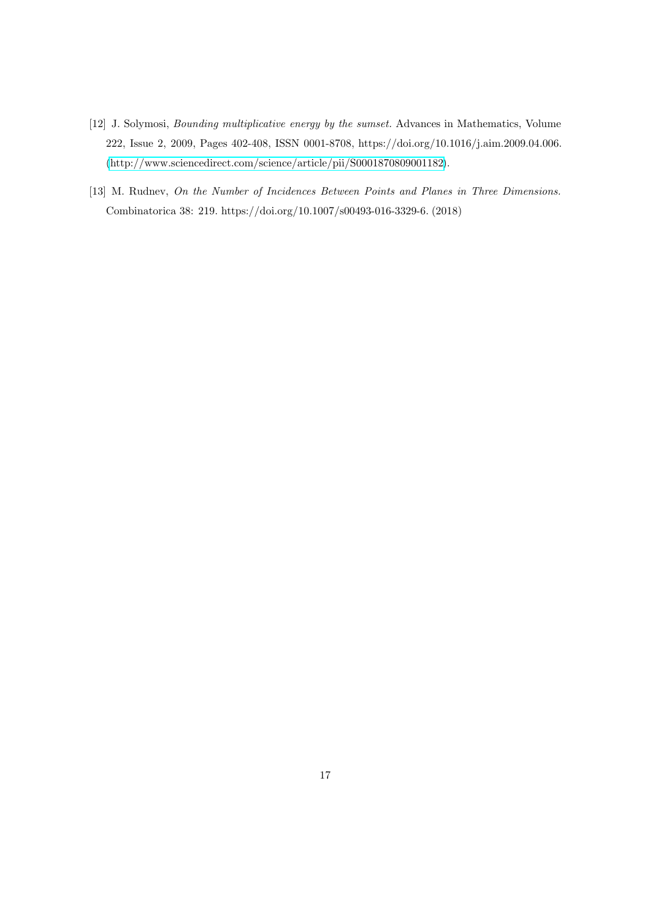[12] J. Solymosi, *Bounding multiplicative energy by the sumset.* Advances in Mathematics, Volume 222, Issue 2, 2009, Pages 402-408, ISSN 0001-8708, https://doi.org/10.1016/j.aim.2009.04.006. (http://www.sciencedirect.com/science/article/pii/S0001870809001182).

[13] M. Rudnev, *On the Number of Incidences Between Points and Planes in Three Dimensions.* Combinatorica 38: 219. https://doi.org/10.1007/s00493-016-3329-6. (2018)